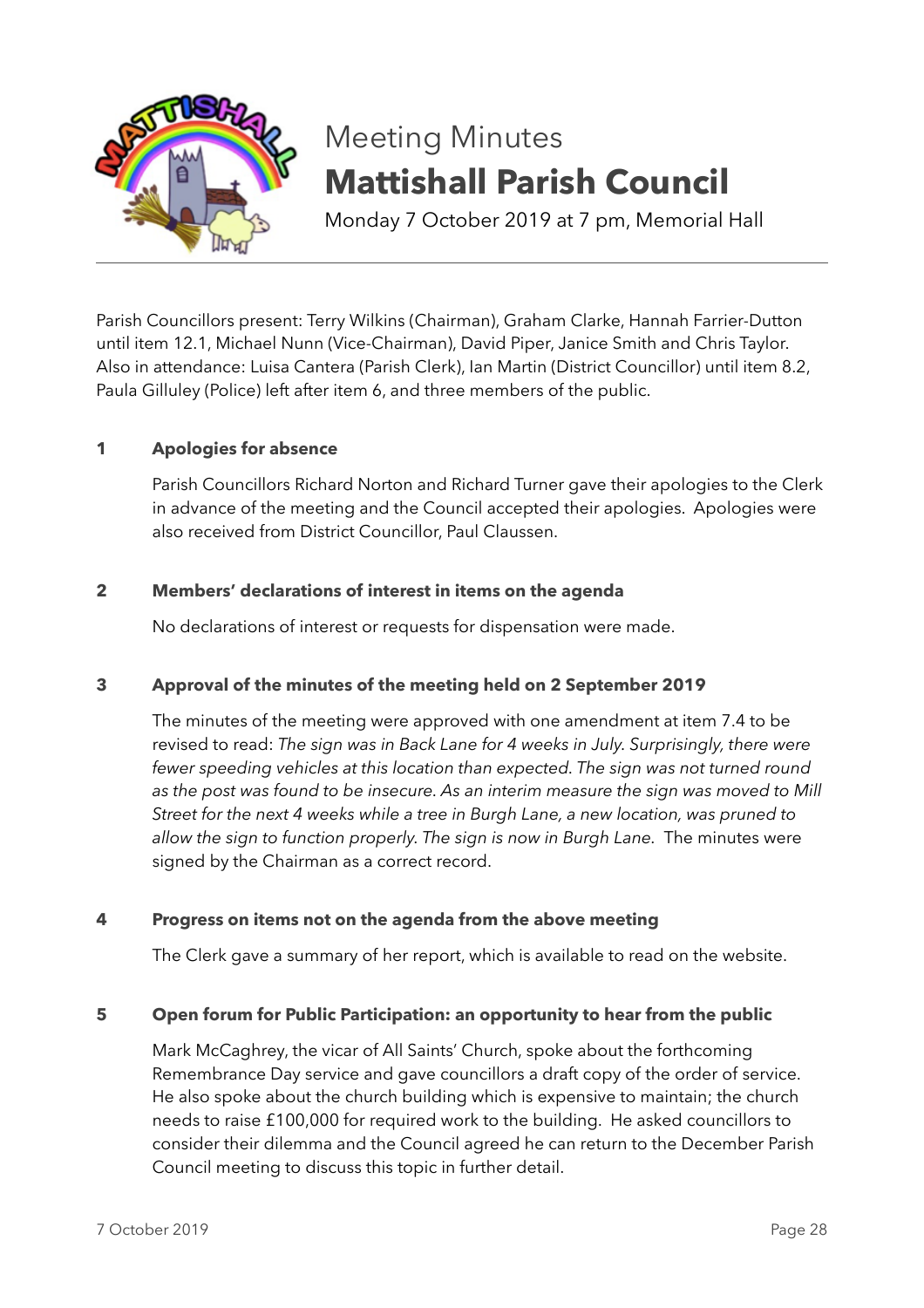# Meeting Minutes

## Mattishall Parish Council

Monday 7 October 2019 at 7 pm, Memorial Hall

---

Parish Councillors present: Terry Wilkins (Chairman), Graham Clarke, Hannah Farrier-Dutton until item 12.1, Michael Nunn (Vice-Chairman), David Piper, Janice Smith and Chris Taylor. Also in attendance: Luisa Cantera (Parish Clerk), Ian Martin (District Councillor) until item 8.2, Paula Gilluley (Police) left after item 6, and three members of the public.

**1 Apologies for absence**

Parish Councillors Richard Norton and Richard Turner gave their apologies to the Clerk in advance of the meeting and the Council accepted their apologies. Apologies were also received from District Councillor, Paul Claussen.

**2 Members' declarations of interest in items on the agenda**

No declarations of interest or requests for dispensation were made.

**3 Approval of the minutes of the meeting held on 2 September 2019**

The minutes of the meeting were approved with one amendment at item 7.4 to be revised to read: *The sign was in Back Lane for 4 weeks in July. Surprisingly, there were fewer speeding vehicles at this location than expected. The sign was not turned round as the post was found to be insecure. As an interim measure the sign was moved to Mill Street for the next 4 weeks while a tree in Burgh Lane, a new location, was pruned to allow the sign to function properly. The sign is now in Burgh Lane*. The minutes were signed by the Chairman as a correct record.

**4 Progress on items not on the agenda from the above meeting**

The Clerk gave a summary of her report, which is available to read on the website.

**5 Open forum for Public Participation: an opportunity to hear from the public**

Mark McCaghrey, the vicar of All Saints' Church, spoke about the forthcoming Remembrance Day service and gave councillors a draft copy of the order of service. He also spoke about the church building which is expensive to maintain; the church needs to raise £100,000 for required work to the building. He asked councillors to consider their dilemma and the Council agreed he can return to the December Parish Council meeting to discuss this topic in further detail.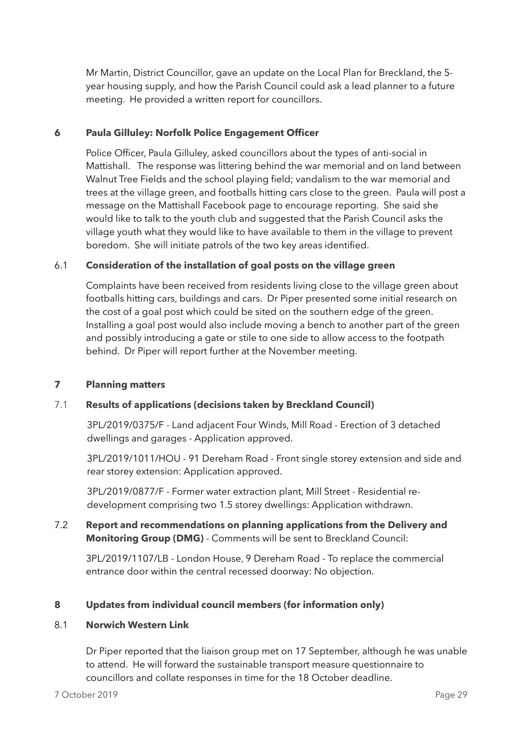Mr Martin, District Councillor, gave an update on the Local Plan for Breckland, the 5-year housing supply, and how the Parish Council could ask a lead planner to a future meeting. He provided a written report for councillors.

## 6 Paula Gilluley: Norfolk Police Engagement Officer

Police Officer, Paula Gilluley, asked councillors about the types of anti-social in Mattishall. The response was littering behind the war memorial and on land between Walnut Tree Fields and the school playing field; vandalism to the war memorial and trees at the village green, and footballs hitting cars close to the green. Paula will post a message on the Mattishall Facebook page to encourage reporting. She said she would like to talk to the youth club and suggested that the Parish Council asks the village youth what they would like to have available to them in the village to prevent boredom. She will initiate patrols of the two key areas identified.

### 6.1 Consideration of the installation of goal posts on the village green

Complaints have been received from residents living close to the village green about footballs hitting cars, buildings and cars. Dr Piper presented some initial research on the cost of a goal post which could be sited on the southern edge of the green. Installing a goal post would also include moving a bench to another part of the green and possibly introducing a gate or stile to one side to allow access to the footpath behind. Dr Piper will report further at the November meeting.

## 7 Planning matters

### 7.1 Results of applications (decisions taken by Breckland Council)

3PL/2019/0375/F - Land adjacent Four Winds, Mill Road - Erection of 3 detached dwellings and garages - Application approved.

3PL/2019/1011/HOU - 91 Dereham Road - Front single storey extension and side and rear storey extension: Application approved.

3PL/2019/0877/F - Former water extraction plant, Mill Street - Residential re-development comprising two 1.5 storey dwellings: Application withdrawn.

### 7.2 Report and recommendations on planning applications from the Delivery and Monitoring Group (DMG) - Comments will be sent to Breckland Council:

3PL/2019/1107/LB - London House, 9 Dereham Road - To replace the commercial entrance door within the central recessed doorway: No objection.

## 8 Updates from individual council members (for information only)

### 8.1 Norwich Western Link

Dr Piper reported that the liaison group met on 17 September, although he was unable to attend. He will forward the sustainable transport measure questionnaire to councillors and collate responses in time for the 18 October deadline.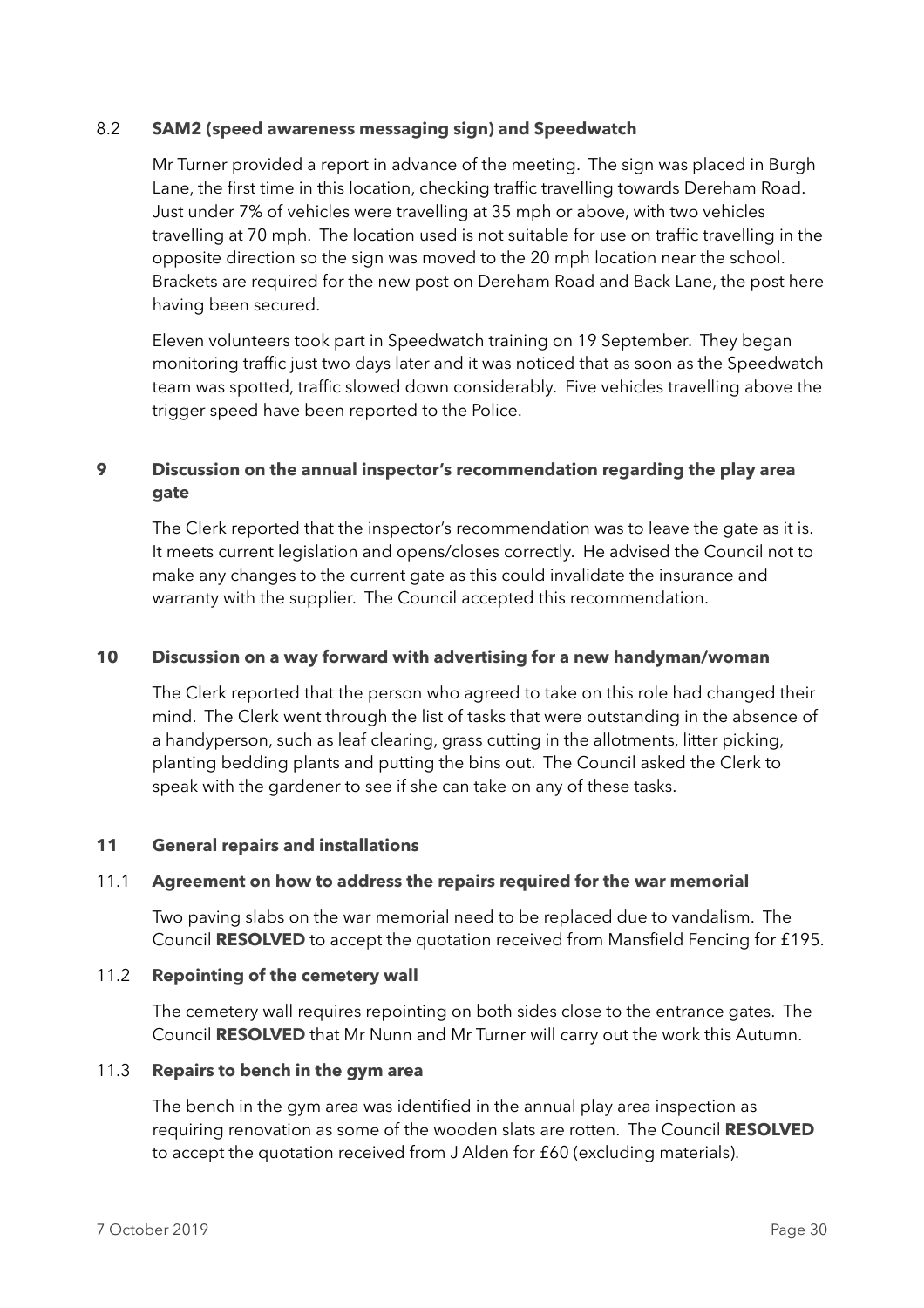### 8.2 **SAM2 (speed awareness messaging sign) and Speedwatch**

Mr Turner provided a report in advance of the meeting. The sign was placed in Burgh Lane, the first time in this location, checking traffic travelling towards Dereham Road. Just under 7% of vehicles were travelling at 35 mph or above, with two vehicles travelling at 70 mph. The location used is not suitable for use on traffic travelling in the opposite direction so the sign was moved to the 20 mph location near the school. Brackets are required for the new post on Dereham Road and Back Lane, the post here having been secured.

Eleven volunteers took part in Speedwatch training on 19 September. They began monitoring traffic just two days later and it was noticed that as soon as the Speedwatch team was spotted, traffic slowed down considerably. Five vehicles travelling above the trigger speed have been reported to the Police.

## 9 Discussion on the annual inspector's recommendation regarding the play area gate

The Clerk reported that the inspector's recommendation was to leave the gate as it is. It meets current legislation and opens/closes correctly. He advised the Council not to make any changes to the current gate as this could invalidate the insurance and warranty with the supplier. The Council accepted this recommendation.

## 10 Discussion on a way forward with advertising for a new handyman/woman

The Clerk reported that the person who agreed to take on this role had changed their mind. The Clerk went through the list of tasks that were outstanding in the absence of a handyperson, such as leaf clearing, grass cutting in the allotments, litter picking, planting bedding plants and putting the bins out. The Council asked the Clerk to speak with the gardener to see if she can take on any of these tasks.

## 11 General repairs and installations

### 11.1 **Agreement on how to address the repairs required for the war memorial**

Two paving slabs on the war memorial need to be replaced due to vandalism. The Council **RESOLVED** to accept the quotation received from Mansfield Fencing for £195.

### 11.2 **Repointing of the cemetery wall**

The cemetery wall requires repointing on both sides close to the entrance gates. The Council **RESOLVED** that Mr Nunn and Mr Turner will carry out the work this Autumn.

### 11.3 **Repairs to bench in the gym area**

The bench in the gym area was identified in the annual play area inspection as requiring renovation as some of the wooden slats are rotten. The Council **RESOLVED** to accept the quotation received from J Alden for £60 (excluding materials).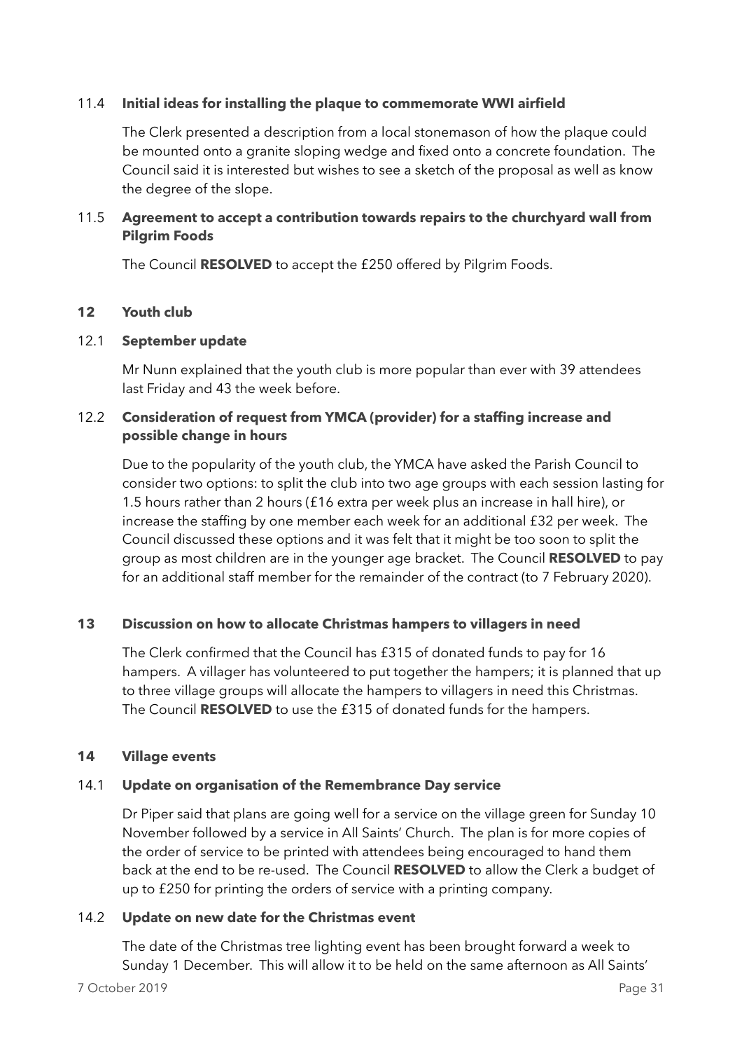### 11.4 **Initial ideas for installing the plaque to commemorate WWI airfield**

The Clerk presented a description from a local stonemason of how the plaque could be mounted onto a granite sloping wedge and fixed onto a concrete foundation. The Council said it is interested but wishes to see a sketch of the proposal as well as know the degree of the slope.

### 11.5 **Agreement to accept a contribution towards repairs to the churchyard wall from Pilgrim Foods**

The Council **RESOLVED** to accept the £250 offered by Pilgrim Foods.

## 12 **Youth club**

### 12.1 **September update**

Mr Nunn explained that the youth club is more popular than ever with 39 attendees last Friday and 43 the week before.

### 12.2 **Consideration of request from YMCA (provider) for a staffing increase and possible change in hours**

Due to the popularity of the youth club, the YMCA have asked the Parish Council to consider two options: to split the club into two age groups with each session lasting for 1.5 hours rather than 2 hours (£16 extra per week plus an increase in hall hire), or increase the staffing by one member each week for an additional £32 per week. The Council discussed these options and it was felt that it might be too soon to split the group as most children are in the younger age bracket. The Council **RESOLVED** to pay for an additional staff member for the remainder of the contract (to 7 February 2020).

## 13 **Discussion on how to allocate Christmas hampers to villagers in need**

The Clerk confirmed that the Council has £315 of donated funds to pay for 16 hampers. A villager has volunteered to put together the hampers; it is planned that up to three village groups will allocate the hampers to villagers in need this Christmas. The Council **RESOLVED** to use the £315 of donated funds for the hampers.

## 14 **Village events**

### 14.1 **Update on organisation of the Remembrance Day service**

Dr Piper said that plans are going well for a service on the village green for Sunday 10 November followed by a service in All Saints' Church. The plan is for more copies of the order of service to be printed with attendees being encouraged to hand them back at the end to be re-used. The Council **RESOLVED** to allow the Clerk a budget of up to £250 for printing the orders of service with a printing company.

### 14.2 **Update on new date for the Christmas event**

The date of the Christmas tree lighting event has been brought forward a week to Sunday 1 December. This will allow it to be held on the same afternoon as All Saints'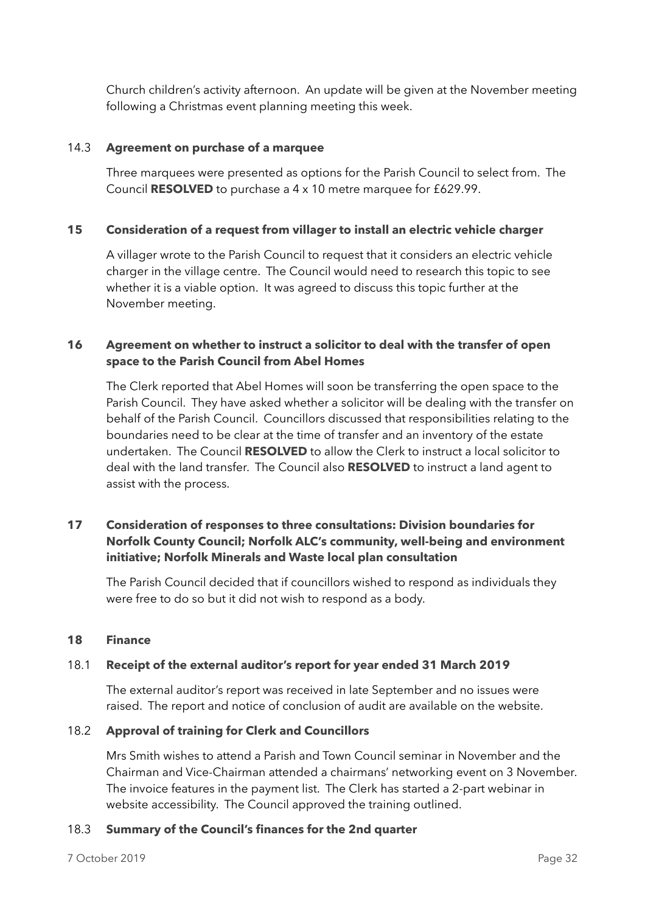Church children's activity afternoon. An update will be given at the November meeting following a Christmas event planning meeting this week.

### 14.3 Agreement on purchase of a marquee

Three marquees were presented as options for the Parish Council to select from. The Council **RESOLVED** to purchase a 4 x 10 metre marquee for £629.99.

## 15 Consideration of a request from villager to install an electric vehicle charger

A villager wrote to the Parish Council to request that it considers an electric vehicle charger in the village centre. The Council would need to research this topic to see whether it is a viable option. It was agreed to discuss this topic further at the November meeting.

## 16 Agreement on whether to instruct a solicitor to deal with the transfer of open space to the Parish Council from Abel Homes

The Clerk reported that Abel Homes will soon be transferring the open space to the Parish Council. They have asked whether a solicitor will be dealing with the transfer on behalf of the Parish Council. Councillors discussed that responsibilities relating to the boundaries need to be clear at the time of transfer and an inventory of the estate undertaken. The Council **RESOLVED** to allow the Clerk to instruct a local solicitor to deal with the land transfer. The Council also **RESOLVED** to instruct a land agent to assist with the process.

## 17 Consideration of responses to three consultations: Division boundaries for Norfolk County Council; Norfolk ALC's community, well-being and environment initiative; Norfolk Minerals and Waste local plan consultation

The Parish Council decided that if councillors wished to respond as individuals they were free to do so but it did not wish to respond as a body.

## 18 Finance

### 18.1 Receipt of the external auditor's report for year ended 31 March 2019

The external auditor's report was received in late September and no issues were raised. The report and notice of conclusion of audit are available on the website.

### 18.2 Approval of training for Clerk and Councillors

Mrs Smith wishes to attend a Parish and Town Council seminar in November and the Chairman and Vice-Chairman attended a chairmans' networking event on 3 November. The invoice features in the payment list. The Clerk has started a 2-part webinar in website accessibility. The Council approved the training outlined.

### 18.3 Summary of the Council's finances for the 2nd quarter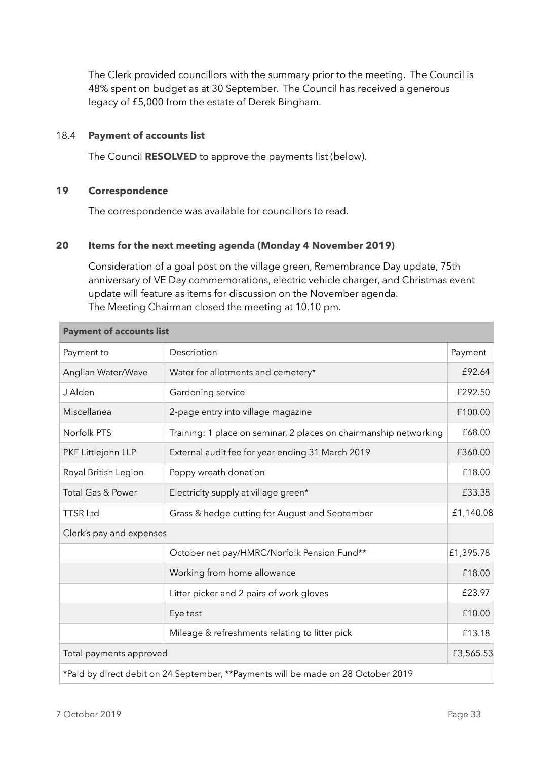The Clerk provided councillors with the summary prior to the meeting. The Council is 48% spent on budget as at 30 September. The Council has received a generous legacy of £5,000 from the estate of Derek Bingham.

### 18.4 **Payment of accounts list**

The Council **RESOLVED** to approve the payments list (below).

## 19 **Correspondence**

The correspondence was available for councillors to read.

## 20 **Items for the next meeting agenda (Monday 4 November 2019)**

Consideration of a goal post on the village green, Remembrance Day update, 75th anniversary of VE Day commemorations, electric vehicle charger, and Christmas event update will feature as items for discussion on the November agenda.
The Meeting Chairman closed the meeting at 10.10 pm.

| **Payment of accounts list** | | |
|---|---|---|
| Payment to | Description | Payment |
| Anglian Water/Wave | Water for allotments and cemetery* | £92.64 |
| J Alden | Gardening service | £292.50 |
| Miscellanea | 2-page entry into village magazine | £100.00 |
| Norfolk PTS | Training: 1 place on seminar, 2 places on chairmanship networking | £68.00 |
| PKF Littlejohn LLP | External audit fee for year ending 31 March 2019 | £360.00 |
| Royal British Legion | Poppy wreath donation | £18.00 |
| Total Gas & Power | Electricity supply at village green* | £33.38 |
| TTSR Ltd | Grass & hedge cutting for August and September | £1,140.08 |
| Clerk's pay and expenses | | |
| | October net pay/HMRC/Norfolk Pension Fund** | £1,395.78 |
| | Working from home allowance | £18.00 |
| | Litter picker and 2 pairs of work gloves | £23.97 |
| | Eye test | £10.00 |
| | Mileage & refreshments relating to litter pick | £13.18 |
| Total payments approved | | £3,565.53 |
| *Paid by direct debit on 24 September, **Payments will be made on 28 October 2019 | | |

7 October 2019